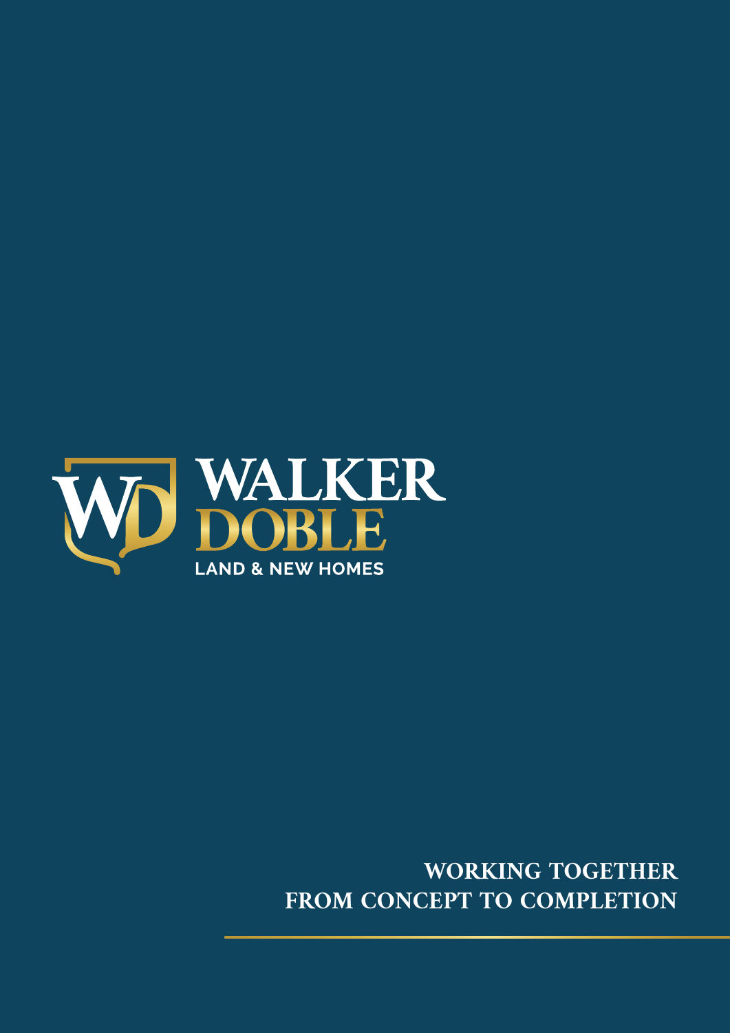# WALKER DOBLE

LAND & NEW HOMES

**WORKING TOGETHER FROM CONCEPT TO COMPLETION**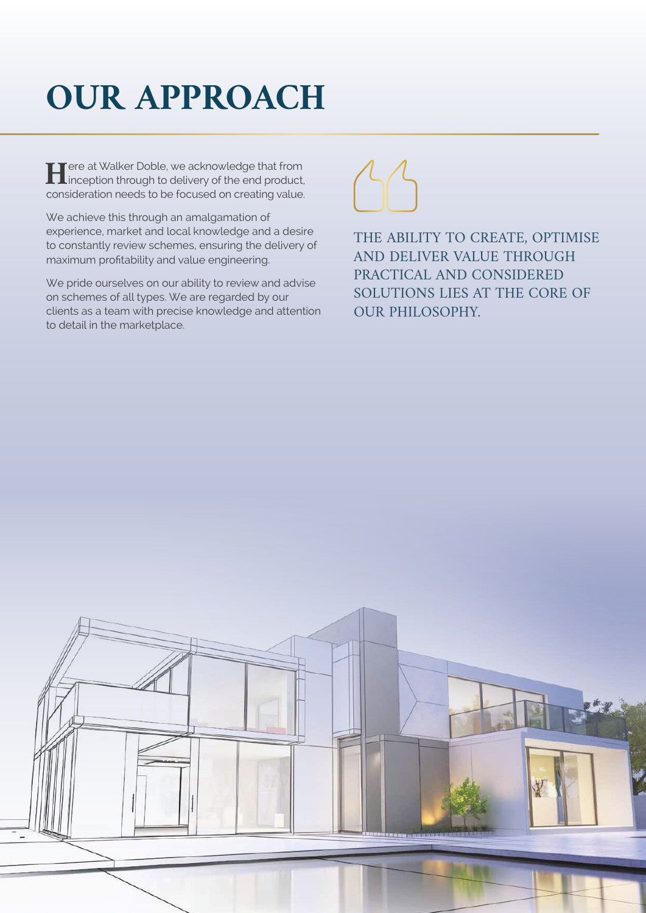# OUR APPROACH

Here at Walker Doble, we acknowledge that from inception through to delivery of the end product, consideration needs to be focused on creating value.

We achieve this through an amalgamation of experience, market and local knowledge and a desire to constantly review schemes, ensuring the delivery of maximum profitability and value engineering.

We pride ourselves on our ability to review and advise on schemes of all types. We are regarded by our clients as a team with precise knowledge and attention to detail in the marketplace.

> THE ABILITY TO CREATE, OPTIMISE AND DELIVER VALUE THROUGH PRACTICAL AND CONSIDERED SOLUTIONS LIES AT THE CORE OF OUR PHILOSOPHY.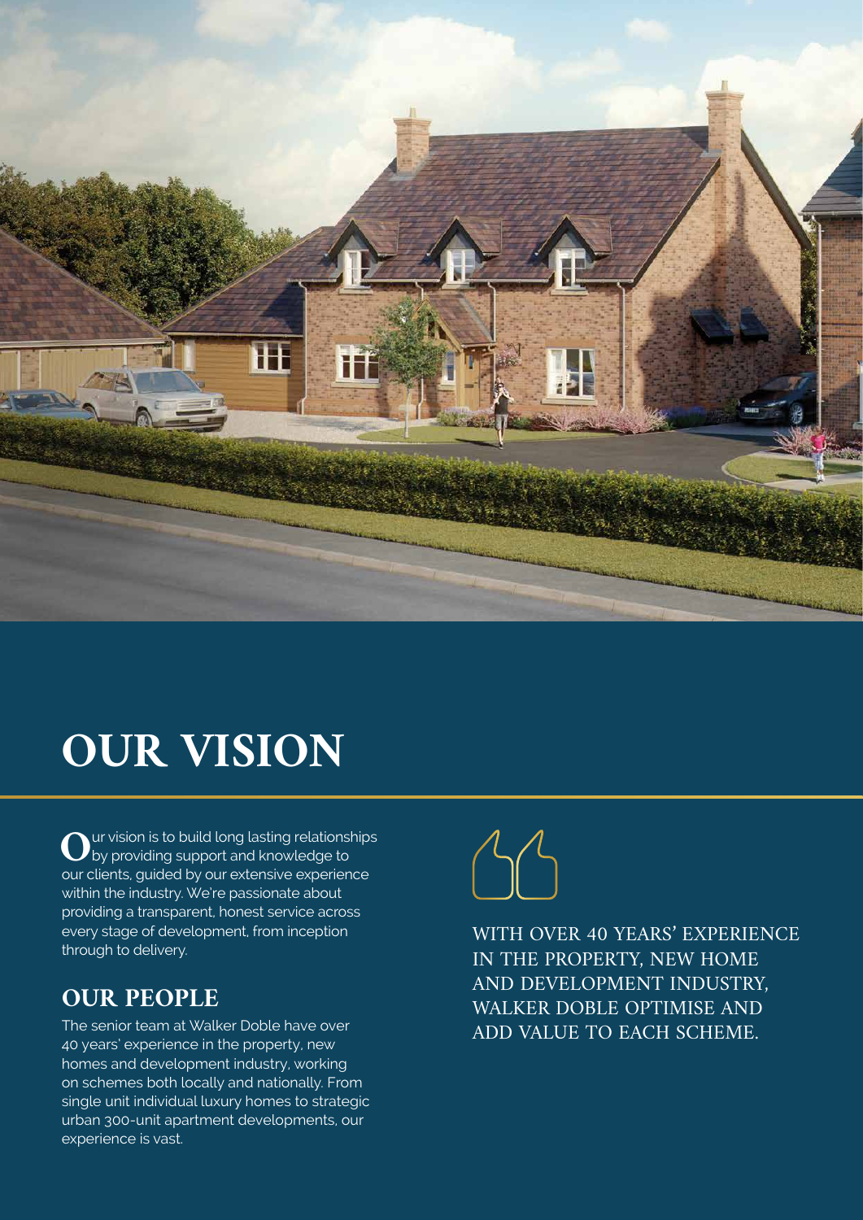# OUR VISION

Our vision is to build long lasting relationships by providing support and knowledge to our clients, guided by our extensive experience within the industry. We're passionate about providing a transparent, honest service across every stage of development, from inception through to delivery.

## OUR PEOPLE

The senior team at Walker Doble have over 40 years' experience in the property, new homes and development industry, working on schemes both locally and nationally. From single unit individual luxury homes to strategic urban 300-unit apartment developments, our experience is vast.

> WITH OVER 40 YEARS' EXPERIENCE IN THE PROPERTY, NEW HOME AND DEVELOPMENT INDUSTRY, WALKER DOBLE OPTIMISE AND ADD VALUE TO EACH SCHEME.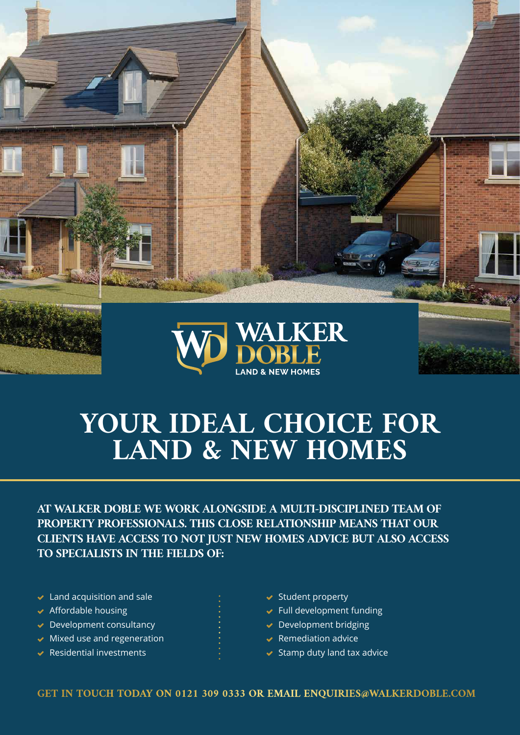WALKER DOBLE

LAND & NEW HOMES

# YOUR IDEAL CHOICE FOR LAND & NEW HOMES

**AT WALKER DOBLE WE WORK ALONGSIDE A MULTI-DISCIPLINED TEAM OF PROPERTY PROFESSIONALS. THIS CLOSE RELATIONSHIP MEANS THAT OUR CLIENTS HAVE ACCESS TO NOT JUST NEW HOMES ADVICE BUT ALSO ACCESS TO SPECIALISTS IN THE FIELDS OF:**

- Land acquisition and sale
- Affordable housing
- Development consultancy
- Mixed use and regeneration
- Residential investments
- Student property
- Full development funding
- Development bridging
- Remediation advice
- Stamp duty land tax advice

**GET IN TOUCH TODAY ON 0121 309 0333 OR EMAIL ENQUIRIES@WALKERDOBLE.COM**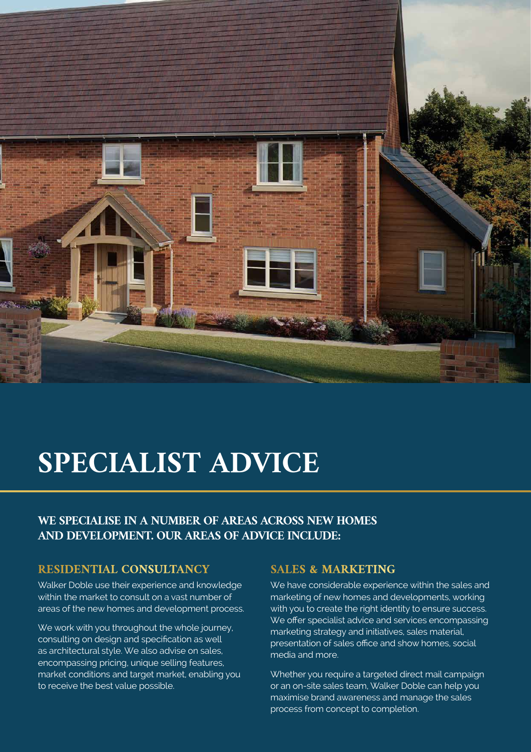# SPECIALIST ADVICE

## WE SPECIALISE IN A NUMBER OF AREAS ACROSS NEW HOMES AND DEVELOPMENT. OUR AREAS OF ADVICE INCLUDE:

### RESIDENTIAL CONSULTANCY

Walker Doble use their experience and knowledge within the market to consult on a vast number of areas of the new homes and development process.

We work with you throughout the whole journey, consulting on design and specification as well as architectural style. We also advise on sales, encompassing pricing, unique selling features, market conditions and target market, enabling you to receive the best value possible.

### SALES & MARKETING

We have considerable experience within the sales and marketing of new homes and developments, working with you to create the right identity to ensure success. We offer specialist advice and services encompassing marketing strategy and initiatives, sales material, presentation of sales office and show homes, social media and more.

Whether you require a targeted direct mail campaign or an on-site sales team, Walker Doble can help you maximise brand awareness and manage the sales process from concept to completion.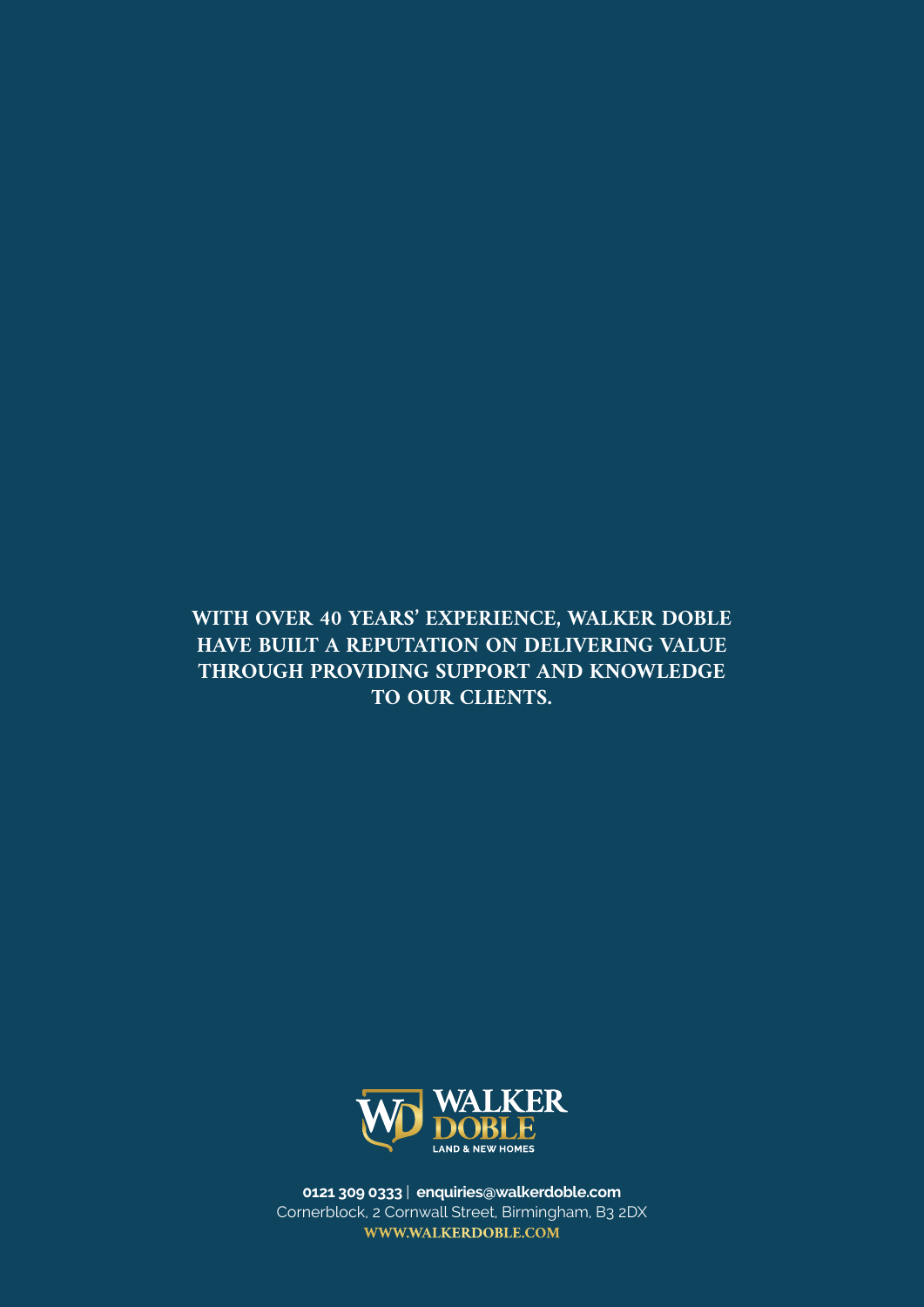**WITH OVER 40 YEARS' EXPERIENCE, WALKER DOBLE HAVE BUILT A REPUTATION ON DELIVERING VALUE THROUGH PROVIDING SUPPORT AND KNOWLEDGE TO OUR CLIENTS.**

WALKER DOBLE
LAND & NEW HOMES

**0121 309 0333** | **enquiries@walkerdoble.com**
Cornerblock, 2 Cornwall Street, Birmingham, B3 2DX
**WWW.WALKERDOBLE.COM**